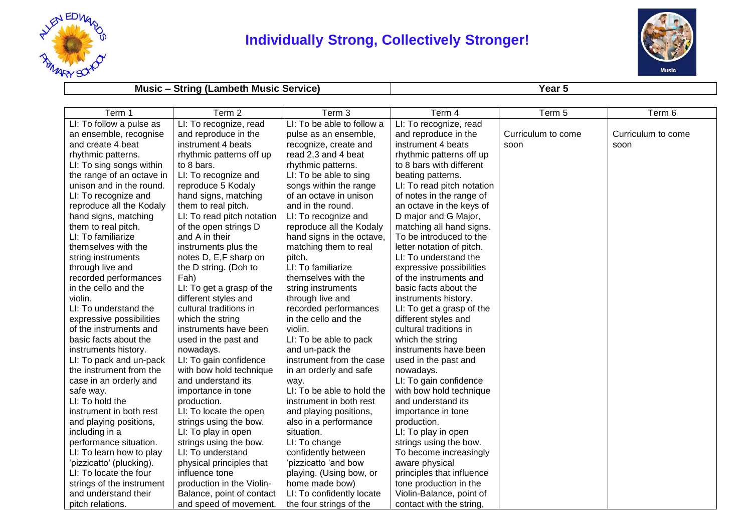# Individually Strong, Collectively Stronger!

| Music – String (Lambeth Music Service) | Year 5 |
|---|---|

| Term 1 | Term 2 | Term 3 | Term 4 | Term 5 | Term 6 |
|---|---|---|---|---|---|
| LI: To follow a pulse as an ensemble, recognise and create 4 beat rhythmic patterns.<br>LI: To sing songs within the range of an octave in unison and in the round.<br>LI: To recognize and reproduce all the Kodaly hand signs, matching them to real pitch.<br>LI: To familiarize themselves with the string instruments through live and recorded performances in the cello and the violin.<br>LI: To understand the expressive possibilities of the instruments and basic facts about the instruments history.<br>LI: To pack and un-pack the instrument from the case in an orderly and safe way.<br>LI: To hold the instrument in both rest and playing positions, including in a performance situation.<br>LI: To learn how to play 'pizzicatto' (plucking).<br>LI: To locate the four strings of the instrument and understand their pitch relations. | LI: To recognize, read and reproduce in the instrument 4 beats rhythmic patterns off up to 8 bars.<br>LI: To recognize and reproduce 5 Kodaly hand signs, matching them to real pitch.<br>LI: To read pitch notation of the open strings D and A in their instruments plus the notes D, E,F sharp on the D string. (Doh to Fah)<br>LI: To get a grasp of the different styles and cultural traditions in which the string instruments have been used in the past and nowadays.<br>LI: To gain confidence with bow hold technique and understand its importance in tone production.<br>LI: To locate the open strings using the bow.<br>LI: To play in open strings using the bow.<br>LI: To understand physical principles that influence tone production in the Violin-Balance, point of contact and speed of movement. | LI: To be able to follow a pulse as an ensemble, recognize, create and read 2,3 and 4 beat rhythmic patterns.<br>LI: To be able to sing songs within the range of an octave in unison and in the round.<br>LI: To recognize and reproduce all the Kodaly hand signs in the octave, matching them to real pitch.<br>LI: To familiarize themselves with the string instruments through live and recorded performances in the cello and the violin.<br>LI: To be able to pack and un-pack the instrument from the case in an orderly and safe way.<br>LI: To be able to hold the instrument in both rest and playing positions, also in a performance situation.<br>LI: To change confidently between 'pizzicatto 'and bow playing. (Using bow, or home made bow)<br>LI: To confidently locate the four strings of the | LI: To recognize, read and reproduce in the instrument 4 beats rhythmic patterns off up to 8 bars with different beating patterns.<br>LI: To read pitch notation of notes in the range of an octave in the keys of D major and G Major, matching all hand signs. To be introduced to the letter notation of pitch.<br>LI: To understand the expressive possibilities of the instruments and basic facts about the instruments history.<br>LI: To get a grasp of the different styles and cultural traditions in which the string instruments have been used in the past and nowadays.<br>LI: To gain confidence with bow hold technique and understand its importance in tone production.<br>LI: To play in open strings using the bow.<br>To become increasingly aware physical principles that influence tone production in the Violin-Balance, point of contact with the string, | Curriculum to come soon | Curriculum to come soon |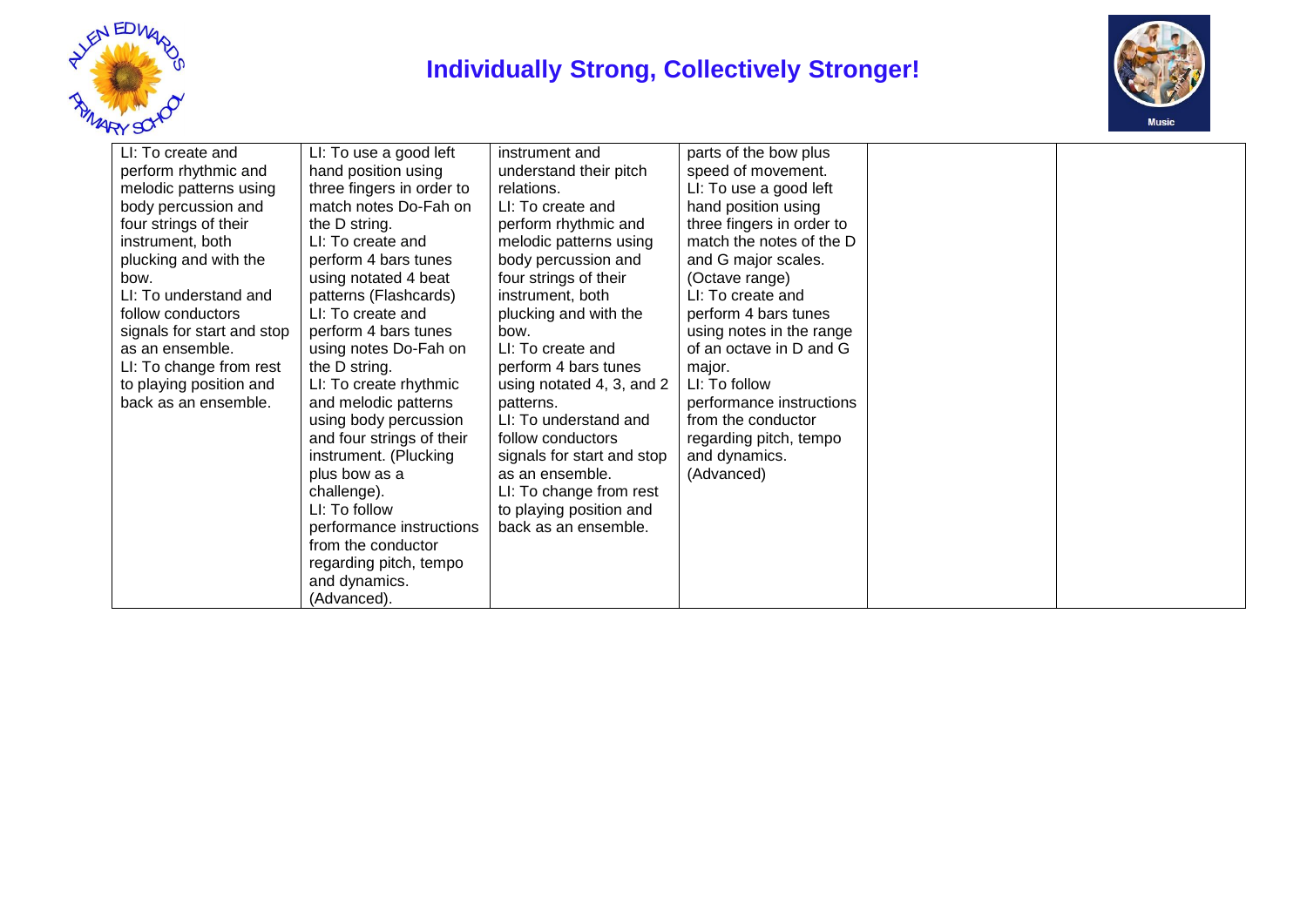# Individually Strong, Collectively Stronger!

| | | | | | |
|---|---|---|---|---|---|
| LI: To create and perform rhythmic and melodic patterns using body percussion and four strings of their instrument, both plucking and with the bow.<br>LI: To understand and follow conductors signals for start and stop as an ensemble.<br>LI: To change from rest to playing position and back as an ensemble. | LI: To use a good left hand position using three fingers in order to match notes Do-Fah on the D string.<br>LI: To create and perform 4 bars tunes using notated 4 beat patterns (Flashcards)<br>LI: To create and perform 4 bars tunes using notes Do-Fah on the D string.<br>LI: To create rhythmic and melodic patterns using body percussion and four strings of their instrument. (Plucking plus bow as a challenge).<br>LI: To follow performance instructions from the conductor regarding pitch, tempo and dynamics. (Advanced). | instrument and understand their pitch relations.<br>LI: To create and perform rhythmic and melodic patterns using body percussion and four strings of their instrument, both plucking and with the bow.<br>LI: To create and perform 4 bars tunes using notated 4, 3, and 2 patterns.<br>LI: To understand and follow conductors signals for start and stop as an ensemble.<br>LI: To change from rest to playing position and back as an ensemble. | parts of the bow plus speed of movement.<br>LI: To use a good left hand position using three fingers in order to match the notes of the D and G major scales. (Octave range)<br>LI: To create and perform 4 bars tunes using notes in the range of an octave in D and G major.<br>LI: To follow performance instructions from the conductor regarding pitch, tempo and dynamics. (Advanced) | | |